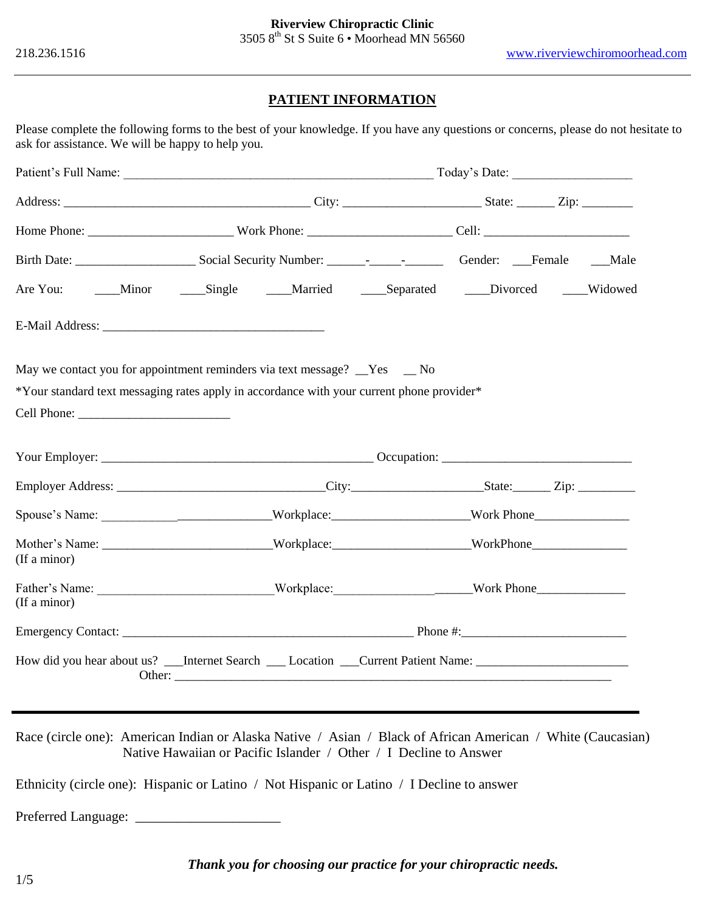**Riverview Chiropractic Clinic**
3505 8th St S Suite 6 • Moorhead MN 56560

218.236.1516 www.riverviewchiromoorhead.com

## PATIENT INFORMATION

Please complete the following forms to the best of your knowledge. If you have any questions or concerns, please do not hesitate to ask for assistance. We will be happy to help you.

Patient's Full Name: _________________________________________________ Today's Date: ___________________

Address: _______________________________________ City: _____________________ State: ______ Zip: ________

Home Phone: ______________________ Work Phone: ______________________ Cell: _______________________

Birth Date: __________________ Social Security Number: ______-_____-______ Gender: ___Female ___Male

Are You: ____Minor ____Single ____Married ____Separated ____Divorced ____Widowed

E-Mail Address: ___________________________________

May we contact you for appointment reminders via text message? __Yes __ No

*Your standard text messaging rates apply in accordance with your current phone provider*

Cell Phone: ________________________

Your Employer: ___________________________________________ Occupation: ______________________________

Employer Address: _________________________________City:____________________State:______ Zip: _________

Spouse's Name: ___________________________Workplace:_____________________Work Phone_______________

Mother's Name: ___________________________Workplace:_____________________WorkPhone_______________
(If a minor)

Father's Name: ___________________________Workplace:_____________________Work Phone______________
(If a minor)

Emergency Contact: ______________________________________________ Phone #:_________________________

How did you hear about us? ___Internet Search ___ Location ___Current Patient Name: ________________________
Other: _______________________________________________________________________

---

Race (circle one): American Indian or Alaska Native / Asian / Black of African American / White (Caucasian)
Native Hawaiian or Pacific Islander / Other / I Decline to Answer

Ethnicity (circle one): Hispanic or Latino / Not Hispanic or Latino / I Decline to answer

Preferred Language: _____________________

***Thank you for choosing our practice for your chiropractic needs.***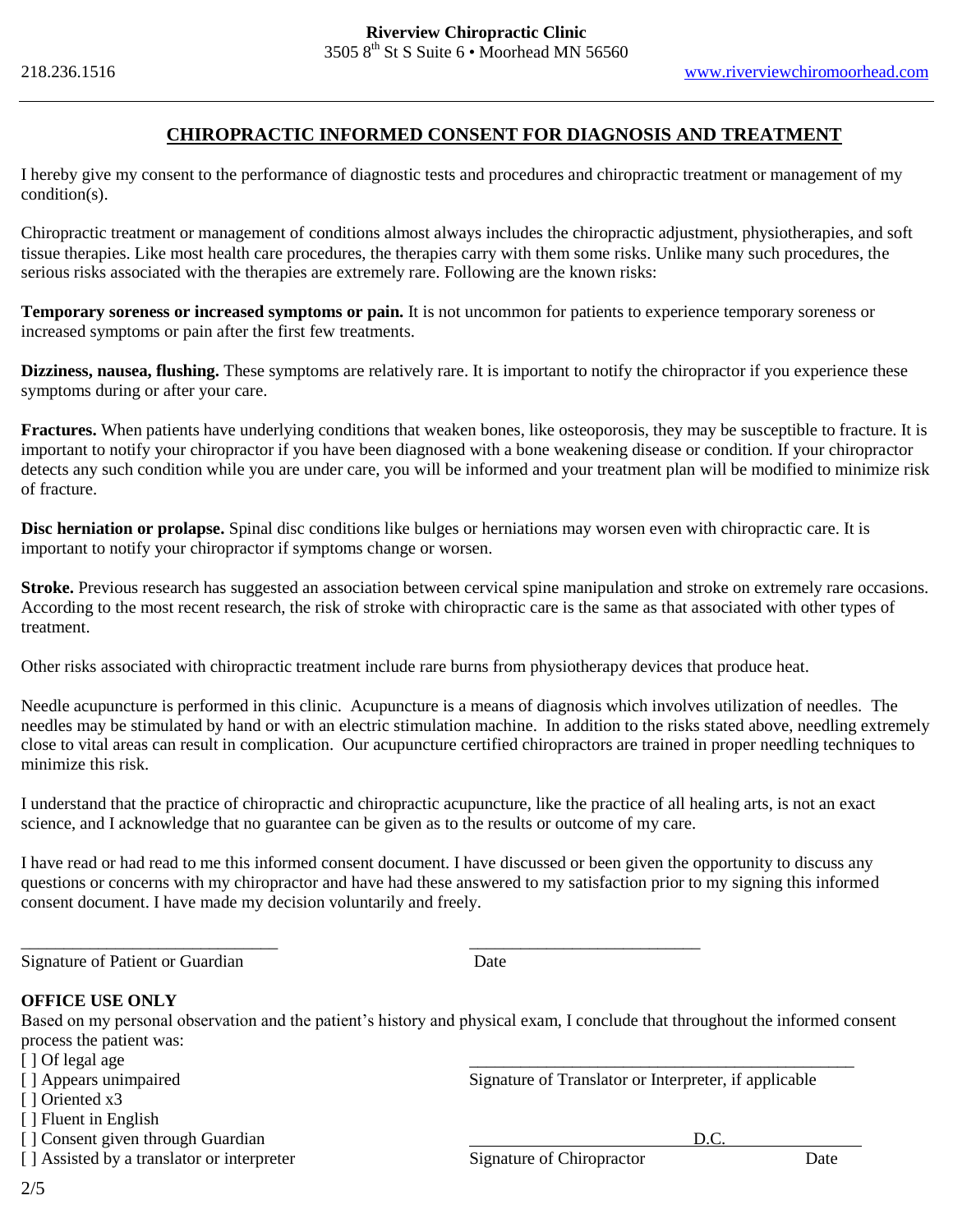**Riverview Chiropractic Clinic**
3505 8th St S Suite 6 • Moorhead MN 56560

218.236.1516 www.riverviewchiromoorhead.com

# CHIROPRACTIC INFORMED CONSENT FOR DIAGNOSIS AND TREATMENT

I hereby give my consent to the performance of diagnostic tests and procedures and chiropractic treatment or management of my condition(s).

Chiropractic treatment or management of conditions almost always includes the chiropractic adjustment, physiotherapies, and soft tissue therapies. Like most health care procedures, the therapies carry with them some risks. Unlike many such procedures, the serious risks associated with the therapies are extremely rare. Following are the known risks:

**Temporary soreness or increased symptoms or pain.** It is not uncommon for patients to experience temporary soreness or increased symptoms or pain after the first few treatments.

**Dizziness, nausea, flushing.** These symptoms are relatively rare. It is important to notify the chiropractor if you experience these symptoms during or after your care.

**Fractures.** When patients have underlying conditions that weaken bones, like osteoporosis, they may be susceptible to fracture. It is important to notify your chiropractor if you have been diagnosed with a bone weakening disease or condition. If your chiropractor detects any such condition while you are under care, you will be informed and your treatment plan will be modified to minimize risk of fracture.

**Disc herniation or prolapse.** Spinal disc conditions like bulges or herniations may worsen even with chiropractic care. It is important to notify your chiropractor if symptoms change or worsen.

**Stroke.** Previous research has suggested an association between cervical spine manipulation and stroke on extremely rare occasions. According to the most recent research, the risk of stroke with chiropractic care is the same as that associated with other types of treatment.

Other risks associated with chiropractic treatment include rare burns from physiotherapy devices that produce heat.

Needle acupuncture is performed in this clinic. Acupuncture is a means of diagnosis which involves utilization of needles. The needles may be stimulated by hand or with an electric stimulation machine. In addition to the risks stated above, needling extremely close to vital areas can result in complication. Our acupuncture certified chiropractors are trained in proper needling techniques to minimize this risk.

I understand that the practice of chiropractic and chiropractic acupuncture, like the practice of all healing arts, is not an exact science, and I acknowledge that no guarantee can be given as to the results or outcome of my care.

I have read or had read to me this informed consent document. I have discussed or been given the opportunity to discuss any questions or concerns with my chiropractor and have had these answered to my satisfaction prior to my signing this informed consent document. I have made my decision voluntarily and freely.

______________________________ ___________________________

Signature of Patient or Guardian Date

**OFFICE USE ONLY**

Based on my personal observation and the patient's history and physical exam, I conclude that throughout the informed consent process the patient was:

[ ] Of legal age
[ ] Appears unimpaired
[ ] Oriented x3
[ ] Fluent in English
[ ] Consent given through Guardian
[ ] Assisted by a translator or interpreter

______________________________________________

Signature of Translator or Interpreter, if applicable

__________________________D.C.________________

Signature of Chiropractor Date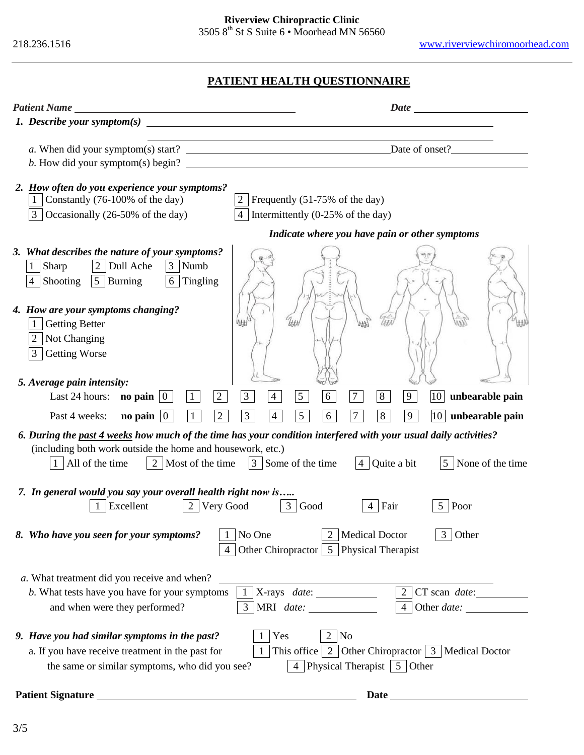**Riverview Chiropractic Clinic**
3505 8th St S Suite 6 • Moorhead MN 56560

218.236.1516 www.riverviewchiromoorhead.com

## PATIENT HEALTH QUESTIONNAIRE

***Patient Name*** ______________________________ ***Date*** ______________

1. ***Describe your symptom(s)*** ______________________________________________

   *a.* When did your symptom(s) start? ______________________ Date of onset? ______________

   *b.* How did your symptom(s) begin? ______________________________________________

2. ***How often do you experience your symptoms?***
   - [1] Constantly (76-100% of the day)
   - [2] Frequently (51-75% of the day)
   - [3] Occasionally (26-50% of the day)
   - [4] Intermittently (0-25% of the day)

***Indicate where you have pain or other symptoms***

3. ***What describes the nature of your symptoms?***
   - [1] Sharp
   - [2] Dull Ache
   - [3] Numb
   - [4] Shooting
   - [5] Burning
   - [6] Tingling

4. ***How are your symptoms changing?***
   - [1] Getting Better
   - [2] Not Changing
   - [3] Getting Worse

5. ***Average pain intensity:***

   Last 24 hours: **no pain** [0] [1] [2] [3] [4] [5] [6] [7] [8] [9] [10] **unbearable pain**

   Past 4 weeks: **no pain** [0] [1] [2] [3] [4] [5] [6] [7] [8] [9] [10] **unbearable pain**

6. ***During the past 4 weeks how much of the time has your condition interfered with your usual daily activities?*** (including both work outside the home and housework, etc.)
   - [1] All of the time
   - [2] Most of the time
   - [3] Some of the time
   - [4] Quite a bit
   - [5] None of the time

7. ***In general would you say your overall health right now is…..***
   - [1] Excellent
   - [2] Very Good
   - [3] Good
   - [4] Fair
   - [5] Poor

8. ***Who have you seen for your symptoms?***
   - [1] No One
   - [2] Medical Doctor
   - [3] Other
   - [4] Other Chiropractor
   - [5] Physical Therapist

   *a.* What treatment did you receive and when? ______________________________

   *b.* What tests have you have for your symptoms and when were they performed?
   - [1] X-rays *date:* ____________
   - [2] CT scan *date:* ____________
   - [3] MRI *date:* ____________
   - [4] Other *date:* ____________

9. ***Have you had similar symptoms in the past?***
   - [1] Yes
   - [2] No

   a. If you have receive treatment in the past for the same or similar symptoms, who did you see?
   - [1] This office
   - [2] Other Chiropractor
   - [3] Medical Doctor
   - [4] Physical Therapist
   - [5] Other

**Patient Signature** ______________________________ **Date** ______________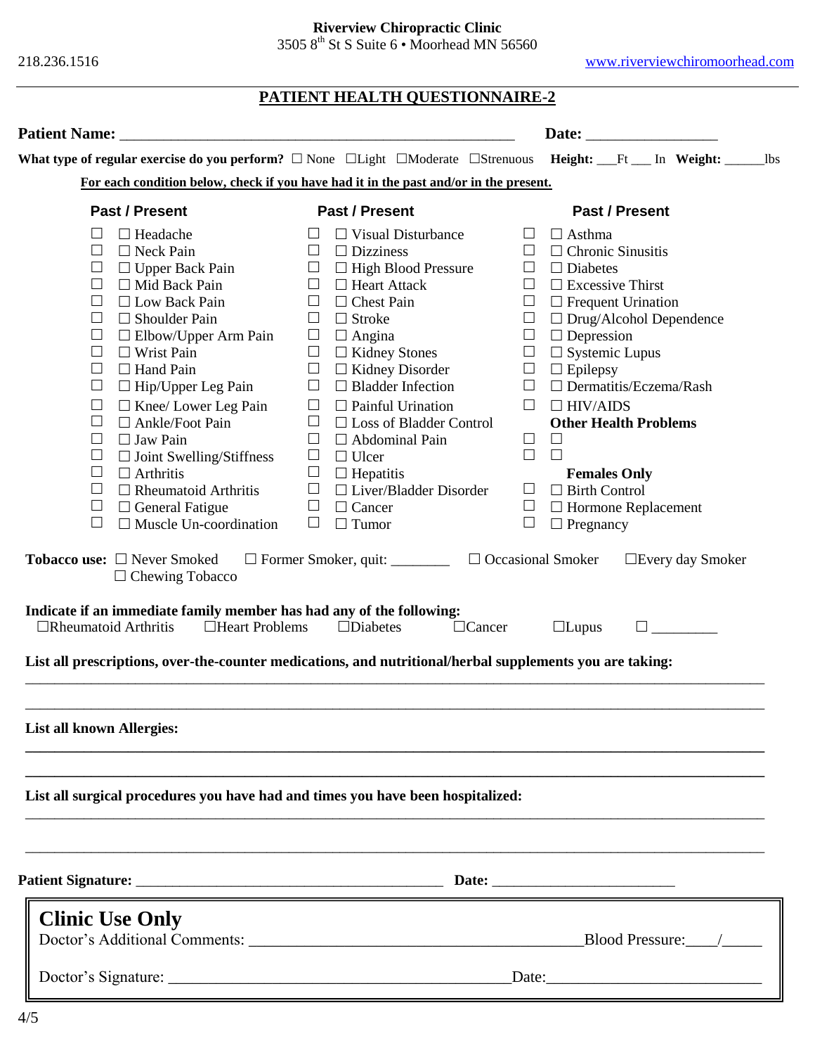**Riverview Chiropractic Clinic**
3505 8th St S Suite 6 • Moorhead MN 56560

218.236.1516 www.riverviewchiromoorhead.com

## PATIENT HEALTH QUESTIONNAIRE-2

**Patient Name:** ______________________________________________ **Date:** ________________

**What type of regular exercise do you perform?** ☐ None ☐Light ☐Moderate ☐Strenuous **Height:** ___Ft ___ In **Weight:** ______lbs

**For each condition below, check if you have had it in the past and/or in the present.**

| Past / Present | Past / Present | Past / Present |
|---|---|---|
| ☐ ☐ Headache | ☐ ☐ Visual Disturbance | ☐ ☐ Asthma |
| ☐ ☐ Neck Pain | ☐ ☐ Dizziness | ☐ ☐ Chronic Sinusitis |
| ☐ ☐ Upper Back Pain | ☐ ☐ High Blood Pressure | ☐ ☐ Diabetes |
| ☐ ☐ Mid Back Pain | ☐ ☐ Heart Attack | ☐ ☐ Excessive Thirst |
| ☐ ☐ Low Back Pain | ☐ ☐ Chest Pain | ☐ ☐ Frequent Urination |
| ☐ ☐ Shoulder Pain | ☐ ☐ Stroke | ☐ ☐ Drug/Alcohol Dependence |
| ☐ ☐ Elbow/Upper Arm Pain | ☐ ☐ Angina | ☐ ☐ Depression |
| ☐ ☐ Wrist Pain | ☐ ☐ Kidney Stones | ☐ ☐ Systemic Lupus |
| ☐ ☐ Hand Pain | ☐ ☐ Kidney Disorder | ☐ ☐ Epilepsy |
| ☐ ☐ Hip/Upper Leg Pain | ☐ ☐ Bladder Infection | ☐ ☐ Dermatitis/Eczema/Rash |
| ☐ ☐ Knee/ Lower Leg Pain | ☐ ☐ Painful Urination | ☐ ☐ HIV/AIDS |
| ☐ ☐ Ankle/Foot Pain | ☐ ☐ Loss of Bladder Control | **Other Health Problems** |
| ☐ ☐ Jaw Pain | ☐ ☐ Abdominal Pain | ☐ ☐ |
| ☐ ☐ Joint Swelling/Stiffness | ☐ ☐ Ulcer | ☐ ☐ |
| ☐ ☐ Arthritis | ☐ ☐ Hepatitis | **Females Only** |
| ☐ ☐ Rheumatoid Arthritis | ☐ ☐ Liver/Bladder Disorder | ☐ ☐ Birth Control |
| ☐ ☐ General Fatigue | ☐ ☐ Cancer | ☐ ☐ Hormone Replacement |
| ☐ ☐ Muscle Un-coordination | ☐ ☐ Tumor | ☐ ☐ Pregnancy |

**Tobacco use:** ☐ Never Smoked ☐ Former Smoker, quit: ________ ☐ Occasional Smoker ☐Every day Smoker
☐ Chewing Tobacco

**Indicate if an immediate family member has had any of the following:**
☐Rheumatoid Arthritis ☐Heart Problems ☐Diabetes ☐Cancer ☐Lupus ☐ _________

**List all prescriptions, over-the-counter medications, and nutritional/herbal supplements you are taking:**

_______________________________________________________________________________________

_______________________________________________________________________________________

**List all known Allergies:**

_______________________________________________________________________________________

_______________________________________________________________________________________

**List all surgical procedures you have had and times you have been hospitalized:**

_______________________________________________________________________________________

_______________________________________________________________________________________

**Patient Signature:** _________________________________________ **Date:** ________________________

## Clinic Use Only

Doctor's Additional Comments: _____________________________________________Blood Pressure:____/_____

Doctor's Signature: ___________________________________________Date:___________________________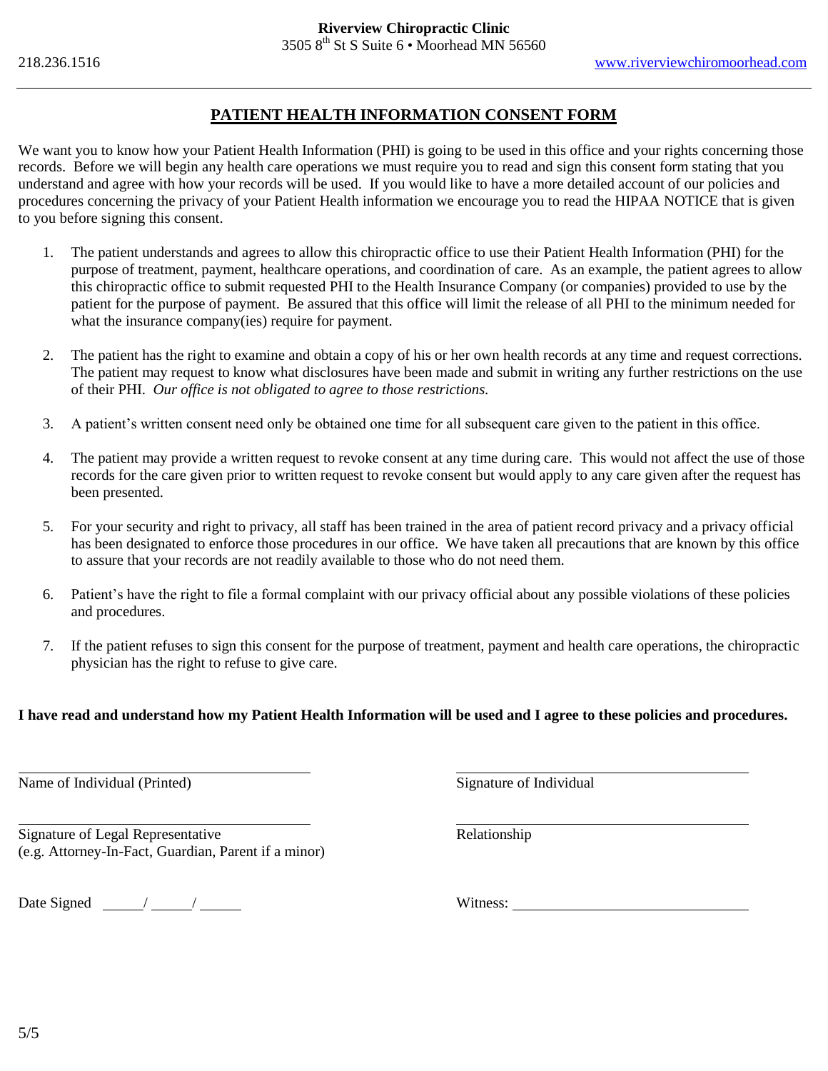**Riverview Chiropractic Clinic**
3505 8th St S Suite 6 • Moorhead MN 56560

218.236.1516 www.riverviewchiromoorhead.com

# PATIENT HEALTH INFORMATION CONSENT FORM

We want you to know how your Patient Health Information (PHI) is going to be used in this office and your rights concerning those records. Before we will begin any health care operations we must require you to read and sign this consent form stating that you understand and agree with how your records will be used. If you would like to have a more detailed account of our policies and procedures concerning the privacy of your Patient Health information we encourage you to read the HIPAA NOTICE that is given to you before signing this consent.

1. The patient understands and agrees to allow this chiropractic office to use their Patient Health Information (PHI) for the purpose of treatment, payment, healthcare operations, and coordination of care. As an example, the patient agrees to allow this chiropractic office to submit requested PHI to the Health Insurance Company (or companies) provided to use by the patient for the purpose of payment. Be assured that this office will limit the release of all PHI to the minimum needed for what the insurance company(ies) require for payment.

2. The patient has the right to examine and obtain a copy of his or her own health records at any time and request corrections. The patient may request to know what disclosures have been made and submit in writing any further restrictions on the use of their PHI. *Our office is not obligated to agree to those restrictions.*

3. A patient's written consent need only be obtained one time for all subsequent care given to the patient in this office.

4. The patient may provide a written request to revoke consent at any time during care. This would not affect the use of those records for the care given prior to written request to revoke consent but would apply to any care given after the request has been presented.

5. For your security and right to privacy, all staff has been trained in the area of patient record privacy and a privacy official has been designated to enforce those procedures in our office. We have taken all precautions that are known by this office to assure that your records are not readily available to those who do not need them.

6. Patient's have the right to file a formal complaint with our privacy official about any possible violations of these policies and procedures.

7. If the patient refuses to sign this consent for the purpose of treatment, payment and health care operations, the chiropractic physician has the right to refuse to give care.

**I have read and understand how my Patient Health Information will be used and I agree to these policies and procedures.**

\_\_\_\_\_\_\_\_\_\_\_\_\_\_\_\_\_\_\_\_\_\_\_\_\_\_\_\_\_\_\_\_
Name of Individual (Printed)

\_\_\_\_\_\_\_\_\_\_\_\_\_\_\_\_\_\_\_\_\_\_\_\_\_\_\_\_\_\_\_\_
Signature of Individual

\_\_\_\_\_\_\_\_\_\_\_\_\_\_\_\_\_\_\_\_\_\_\_\_\_\_\_\_\_\_\_\_
Signature of Legal Representative
(e.g. Attorney-In-Fact, Guardian, Parent if a minor)

\_\_\_\_\_\_\_\_\_\_\_\_\_\_\_\_\_\_\_\_\_\_\_\_\_\_\_\_\_\_\_\_
Relationship

Date Signed \_\_\_\_\_/\_\_\_\_\_/\_\_\_\_\_

Witness: \_\_\_\_\_\_\_\_\_\_\_\_\_\_\_\_\_\_\_\_\_\_\_\_\_\_\_\_\_\_\_\_